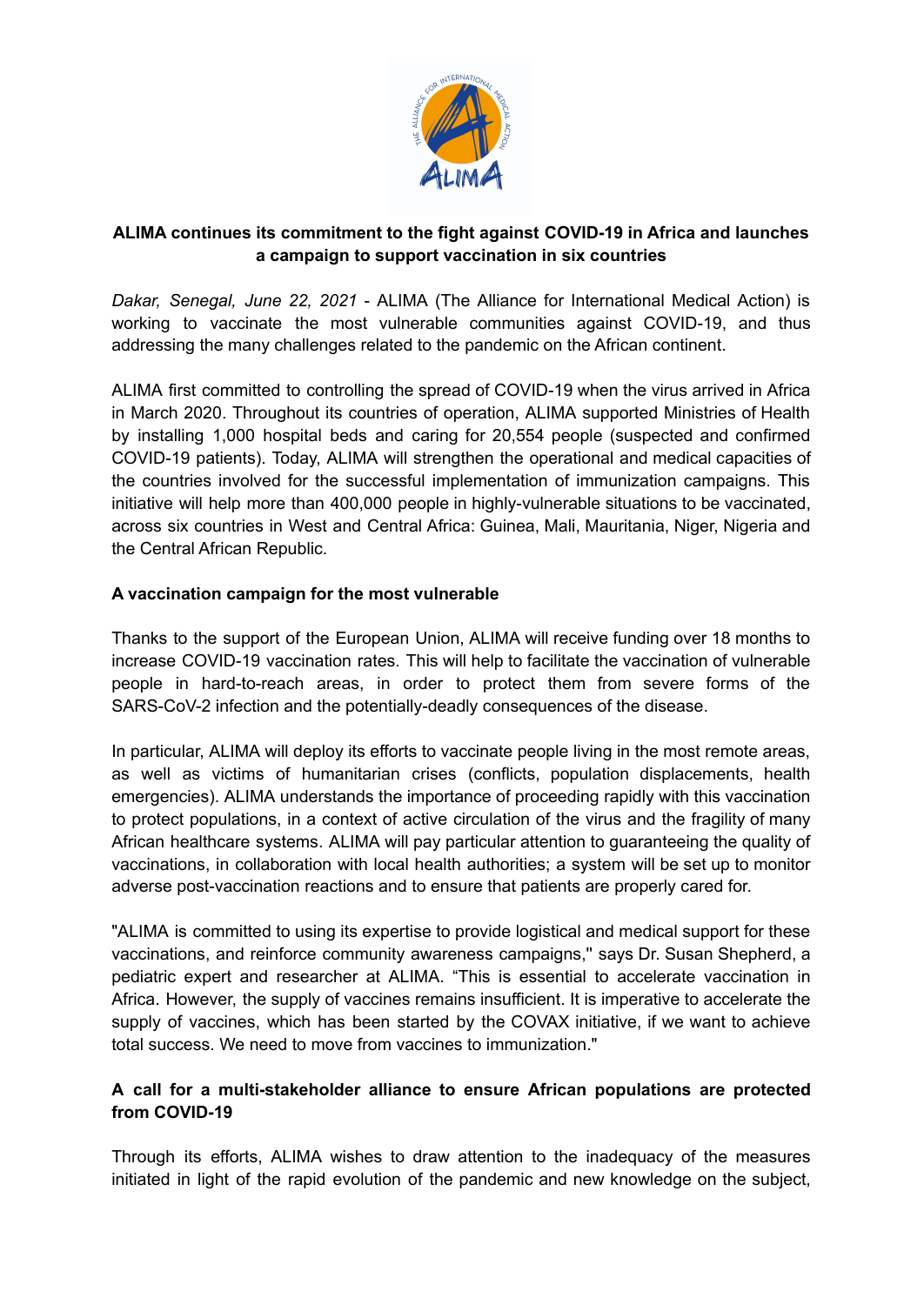**ALIMA continues its commitment to the fight against COVID-19 in Africa and launches a campaign to support vaccination in six countries**

*Dakar, Senegal, June 22, 2021* - ALIMA (The Alliance for International Medical Action) is working to vaccinate the most vulnerable communities against COVID-19, and thus addressing the many challenges related to the pandemic on the African continent.

ALIMA first committed to controlling the spread of COVID-19 when the virus arrived in Africa in March 2020. Throughout its countries of operation, ALIMA supported Ministries of Health by installing 1,000 hospital beds and caring for 20,554 people (suspected and confirmed COVID-19 patients). Today, ALIMA will strengthen the operational and medical capacities of the countries involved for the successful implementation of immunization campaigns. This initiative will help more than 400,000 people in highly-vulnerable situations to be vaccinated, across six countries in West and Central Africa: Guinea, Mali, Mauritania, Niger, Nigeria and the Central African Republic.

**A vaccination campaign for the most vulnerable**

Thanks to the support of the European Union, ALIMA will receive funding over 18 months to increase COVID-19 vaccination rates. This will help to facilitate the vaccination of vulnerable people in hard-to-reach areas, in order to protect them from severe forms of the SARS-CoV-2 infection and the potentially-deadly consequences of the disease.

In particular, ALIMA will deploy its efforts to vaccinate people living in the most remote areas, as well as victims of humanitarian crises (conflicts, population displacements, health emergencies). ALIMA understands the importance of proceeding rapidly with this vaccination to protect populations, in a context of active circulation of the virus and the fragility of many African healthcare systems. ALIMA will pay particular attention to guaranteeing the quality of vaccinations, in collaboration with local health authorities; a system will be set up to monitor adverse post-vaccination reactions and to ensure that patients are properly cared for.

"ALIMA is committed to using its expertise to provide logistical and medical support for these vaccinations, and reinforce community awareness campaigns," says Dr. Susan Shepherd, a pediatric expert and researcher at ALIMA. "This is essential to accelerate vaccination in Africa. However, the supply of vaccines remains insufficient. It is imperative to accelerate the supply of vaccines, which has been started by the COVAX initiative, if we want to achieve total success. We need to move from vaccines to immunization."

**A call for a multi-stakeholder alliance to ensure African populations are protected from COVID-19**

Through its efforts, ALIMA wishes to draw attention to the inadequacy of the measures initiated in light of the rapid evolution of the pandemic and new knowledge on the subject,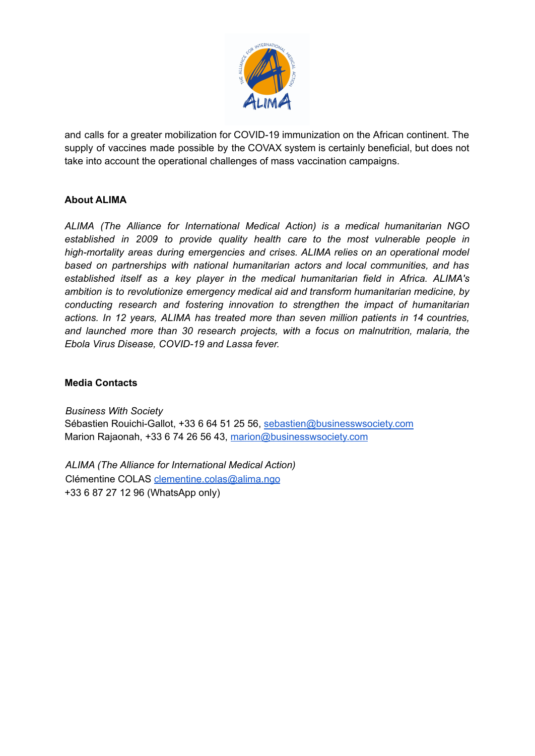and calls for a greater mobilization for COVID-19 immunization on the African continent. The supply of vaccines made possible by the COVAX system is certainly beneficial, but does not take into account the operational challenges of mass vaccination campaigns.

**About ALIMA**

*ALIMA (The Alliance for International Medical Action) is a medical humanitarian NGO established in 2009 to provide quality health care to the most vulnerable people in high-mortality areas during emergencies and crises. ALIMA relies on an operational model based on partnerships with national humanitarian actors and local communities, and has established itself as a key player in the medical humanitarian field in Africa. ALIMA's ambition is to revolutionize emergency medical aid and transform humanitarian medicine, by conducting research and fostering innovation to strengthen the impact of humanitarian actions. In 12 years, ALIMA has treated more than seven million patients in 14 countries, and launched more than 30 research projects, with a focus on malnutrition, malaria, the Ebola Virus Disease, COVID-19 and Lassa fever.*

**Media Contacts**

*Business With Society*
Sébastien Rouichi-Gallot, +33 6 64 51 25 56, sebastien@businesswsociety.com
Marion Rajaonah, +33 6 74 26 56 43, marion@businesswsociety.com

*ALIMA (The Alliance for International Medical Action)*
Clémentine COLAS clementine.colas@alima.ngo
+33 6 87 27 12 96 (WhatsApp only)